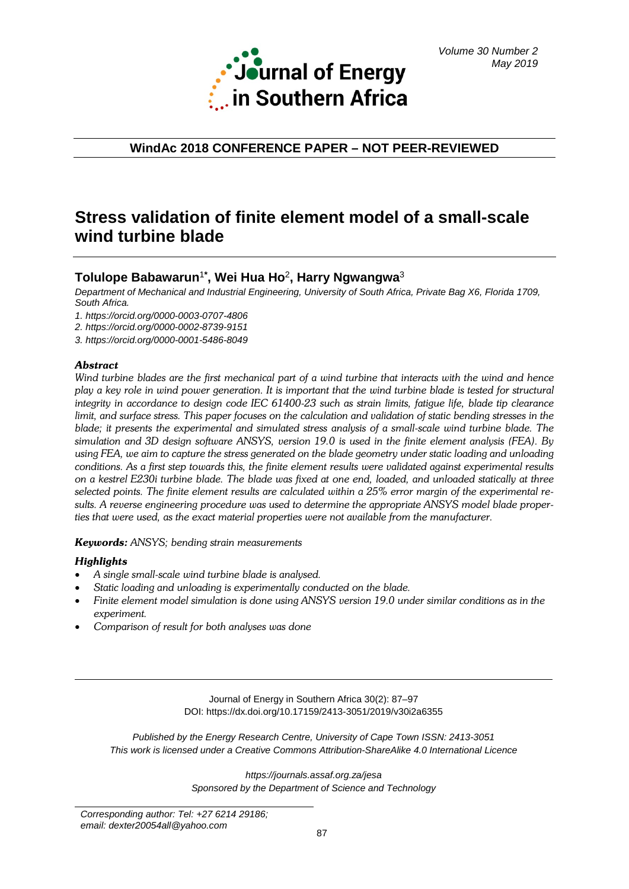**WindAc 2018 CONFERENCE PAPER – NOT PEER-REVIEWED**

# Stress validation of finite element model of a small-scale wind turbine blade

**Tolulope Babawarun[1*], Wei Hua Ho[2], Harry Ngwangwa[3]**

*Department of Mechanical and Industrial Engineering, University of South Africa, Private Bag X6, Florida 1709, South Africa.*

*1. https://orcid.org/0000-0003-0707-4806*
*2. https://orcid.org/0000-0002-8739-9151*
*3. https://orcid.org/0000-0001-5486-8049*

### *Abstract*

*Wind turbine blades are the first mechanical part of a wind turbine that interacts with the wind and hence play a key role in wind power generation. It is important that the wind turbine blade is tested for structural integrity in accordance to design code IEC 61400-23 such as strain limits, fatigue life, blade tip clearance limit, and surface stress. This paper focuses on the calculation and validation of static bending stresses in the blade; it presents the experimental and simulated stress analysis of a small-scale wind turbine blade. The simulation and 3D design software ANSYS, version 19.0 is used in the finite element analysis (FEA). By using FEA, we aim to capture the stress generated on the blade geometry under static loading and unloading conditions. As a first step towards this, the finite element results were validated against experimental results on a kestrel E230i turbine blade. The blade was fixed at one end, loaded, and unloaded statically at three selected points. The finite element results are calculated within a 25% error margin of the experimental results. A reverse engineering procedure was used to determine the appropriate ANSYS model blade properties that were used, as the exact material properties were not available from the manufacturer.*

***Keywords:*** *ANSYS; bending strain measurements*

### *Highlights*

- *A single small-scale wind turbine blade is analysed.*
- *Static loading and unloading is experimentally conducted on the blade.*
- *Finite element model simulation is done using ANSYS version 19.0 under similar conditions as in the experiment.*
- *Comparison of result for both analyses was done*

Journal of Energy in Southern Africa 30(2): 87–97
DOI: https://dx.doi.org/10.17159/2413-3051/2019/v30i2a6355

*Published by the Energy Research Centre, University of Cape Town ISSN: 2413-3051*
*This work is licensed under a Creative Commons Attribution-ShareAlike 4.0 International Licence*

*https://journals.assaf.org.za/jesa*
*Sponsored by the Department of Science and Technology*

*Corresponding author: Tel: +27 6214 29186; email: dexter20054all@yahoo.com*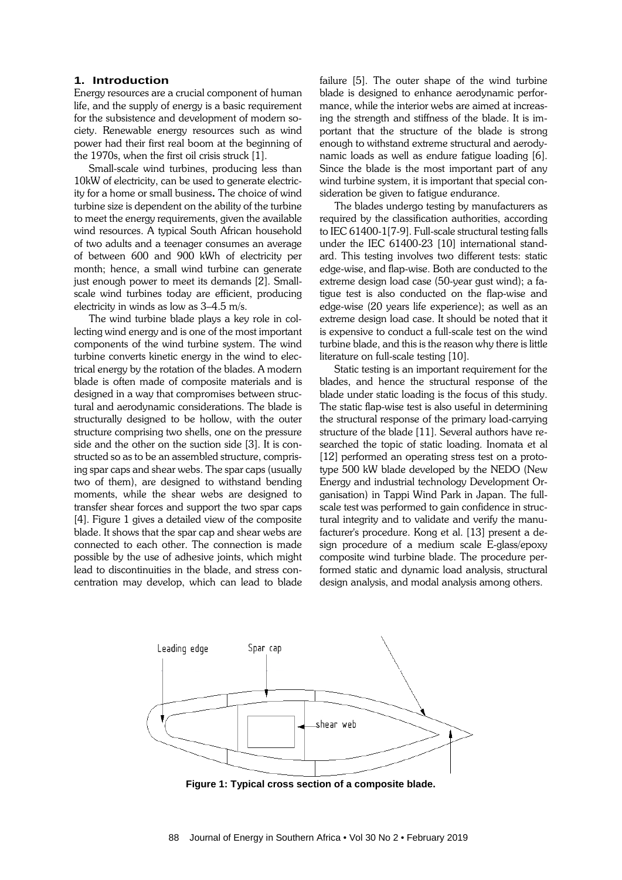## 1. Introduction

Energy resources are a crucial component of human life, and the supply of energy is a basic requirement for the subsistence and development of modern society. Renewable energy resources such as wind power had their first real boom at the beginning of the 1970s, when the first oil crisis struck [1].

Small-scale wind turbines, producing less than 10kW of electricity, can be used to generate electricity for a home or small business**.** The choice of wind turbine size is dependent on the ability of the turbine to meet the energy requirements, given the available wind resources. A typical South African household of two adults and a teenager consumes an average of between 600 and 900 kWh of electricity per month; hence, a small wind turbine can generate just enough power to meet its demands [2]. Small-scale wind turbines today are efficient, producing electricity in winds as low as 3–4.5 m/s.

The wind turbine blade plays a key role in collecting wind energy and is one of the most important components of the wind turbine system. The wind turbine converts kinetic energy in the wind to electrical energy by the rotation of the blades. A modern blade is often made of composite materials and is designed in a way that compromises between structural and aerodynamic considerations. The blade is structurally designed to be hollow, with the outer structure comprising two shells, one on the pressure side and the other on the suction side [3]. It is constructed so as to be an assembled structure, comprising spar caps and shear webs. The spar caps (usually two of them), are designed to withstand bending moments, while the shear webs are designed to transfer shear forces and support the two spar caps [4]. Figure 1 gives a detailed view of the composite blade. It shows that the spar cap and shear webs are connected to each other. The connection is made possible by the use of adhesive joints, which might lead to discontinuities in the blade, and stress concentration may develop, which can lead to blade failure [5]. The outer shape of the wind turbine blade is designed to enhance aerodynamic performance, while the interior webs are aimed at increasing the strength and stiffness of the blade. It is important that the structure of the blade is strong enough to withstand extreme structural and aerodynamic loads as well as endure fatigue loading [6]. Since the blade is the most important part of any wind turbine system, it is important that special consideration be given to fatigue endurance.

The blades undergo testing by manufacturers as required by the classification authorities, according to IEC 61400-1[7-9]. Full-scale structural testing falls under the IEC 61400-23 [10] international standard. This testing involves two different tests: static edge-wise, and flap-wise. Both are conducted to the extreme design load case (50-year gust wind); a fatigue test is also conducted on the flap-wise and edge-wise (20 years life experience); as well as an extreme design load case. It should be noted that it is expensive to conduct a full-scale test on the wind turbine blade, and this is the reason why there is little literature on full-scale testing [10].

Static testing is an important requirement for the blades, and hence the structural response of the blade under static loading is the focus of this study. The static flap-wise test is also useful in determining the structural response of the primary load-carrying structure of the blade [11]. Several authors have researched the topic of static loading. Inomata et al [12] performed an operating stress test on a prototype 500 kW blade developed by the NEDO (New Energy and industrial technology Development Organisation) in Tappi Wind Park in Japan. The full-scale test was performed to gain confidence in structural integrity and to validate and verify the manufacturer's procedure. Kong et al. [13] present a design procedure of a medium scale E-glass/epoxy composite wind turbine blade. The procedure performed static and dynamic load analysis, structural design analysis, and modal analysis among others.

Leading edge — Spar cap — shear web

**Figure 1: Typical cross section of a composite blade.**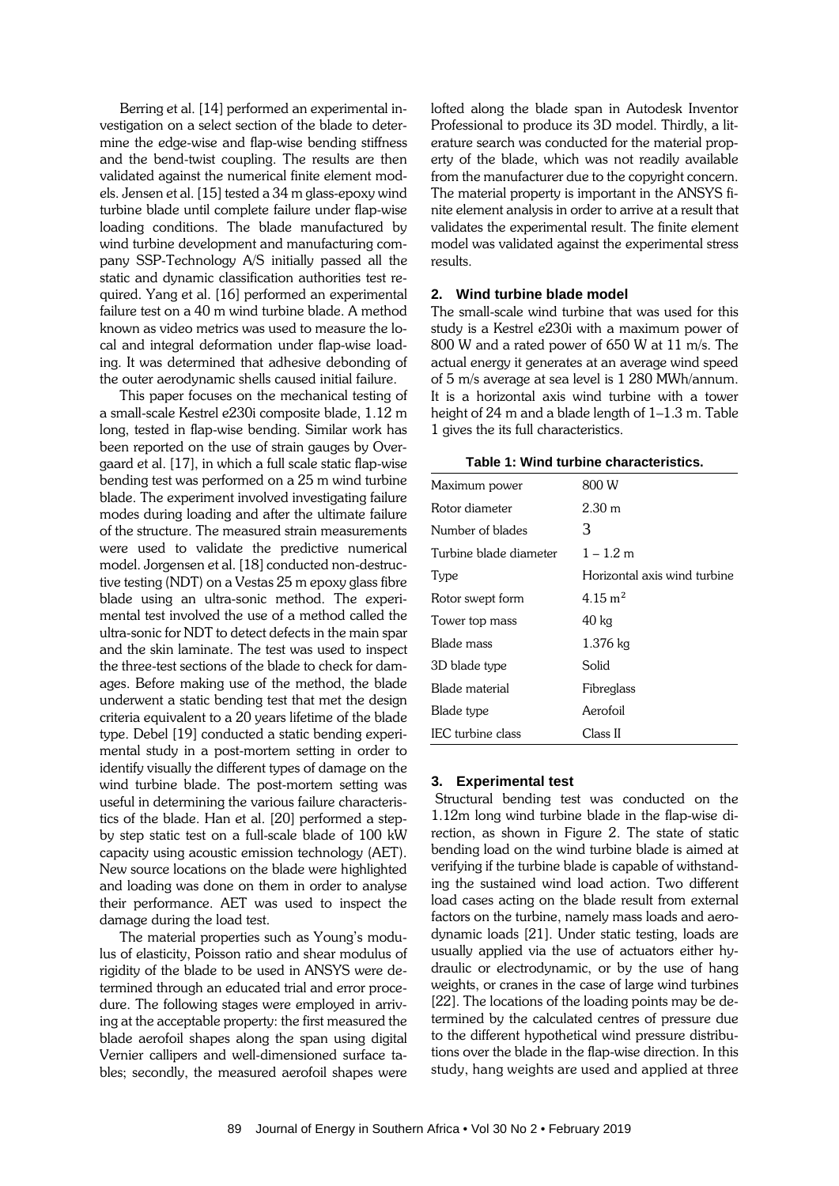Berring et al. [14] performed an experimental investigation on a select section of the blade to determine the edge-wise and flap-wise bending stiffness and the bend-twist coupling. The results are then validated against the numerical finite element models. Jensen et al. [15] tested a 34 m glass-epoxy wind turbine blade until complete failure under flap-wise loading conditions. The blade manufactured by wind turbine development and manufacturing company SSP-Technology A/S initially passed all the static and dynamic classification authorities test required. Yang et al. [16] performed an experimental failure test on a 40 m wind turbine blade. A method known as video metrics was used to measure the local and integral deformation under flap-wise loading. It was determined that adhesive debonding of the outer aerodynamic shells caused initial failure.

This paper focuses on the mechanical testing of a small-scale Kestrel e230i composite blade, 1.12 m long, tested in flap-wise bending. Similar work has been reported on the use of strain gauges by Overgaard et al. [17], in which a full scale static flap-wise bending test was performed on a 25 m wind turbine blade. The experiment involved investigating failure modes during loading and after the ultimate failure of the structure. The measured strain measurements were used to validate the predictive numerical model. Jorgensen et al. [18] conducted non-destructive testing (NDT) on a Vestas 25 m epoxy glass fibre blade using an ultra-sonic method. The experimental test involved the use of a method called the ultra-sonic for NDT to detect defects in the main spar and the skin laminate. The test was used to inspect the three-test sections of the blade to check for damages. Before making use of the method, the blade underwent a static bending test that met the design criteria equivalent to a 20 years lifetime of the blade type. Debel [19] conducted a static bending experimental study in a post-mortem setting in order to identify visually the different types of damage on the wind turbine blade. The post-mortem setting was useful in determining the various failure characteristics of the blade. Han et al. [20] performed a step-by step static test on a full-scale blade of 100 kW capacity using acoustic emission technology (AET). New source locations on the blade were highlighted and loading was done on them in order to analyse their performance. AET was used to inspect the damage during the load test.

The material properties such as Young's modulus of elasticity, Poisson ratio and shear modulus of rigidity of the blade to be used in ANSYS were determined through an educated trial and error procedure. The following stages were employed in arriving at the acceptable property: the first measured the blade aerofoil shapes along the span using digital Vernier callipers and well-dimensioned surface tables; secondly, the measured aerofoil shapes were lofted along the blade span in Autodesk Inventor Professional to produce its 3D model. Thirdly, a literature search was conducted for the material property of the blade, which was not readily available from the manufacturer due to the copyright concern. The material property is important in the ANSYS finite element analysis in order to arrive at a result that validates the experimental result. The finite element model was validated against the experimental stress results.

## 2. Wind turbine blade model

The small-scale wind turbine that was used for this study is a Kestrel e230i with a maximum power of 800 W and a rated power of 650 W at 11 m/s. The actual energy it generates at an average wind speed of 5 m/s average at sea level is 1 280 MWh/annum. It is a horizontal axis wind turbine with a tower height of 24 m and a blade length of 1–1.3 m. Table 1 gives the its full characteristics.

**Table 1: Wind turbine characteristics.**

| | |
|---|---|
| Maximum power | 800 W |
| Rotor diameter | 2.30 m |
| Number of blades | 3 |
| Turbine blade diameter | 1 – 1.2 m |
| Type | Horizontal axis wind turbine |
| Rotor swept form | 4.15 $m^2$ |
| Tower top mass | 40 kg |
| Blade mass | 1.376 kg |
| 3D blade type | Solid |
| Blade material | Fibreglass |
| Blade type | Aerofoil |
| IEC turbine class | Class II |

## 3. Experimental test

Structural bending test was conducted on the 1.12m long wind turbine blade in the flap-wise direction, as shown in Figure 2. The state of static bending load on the wind turbine blade is aimed at verifying if the turbine blade is capable of withstanding the sustained wind load action. Two different load cases acting on the blade result from external factors on the turbine, namely mass loads and aerodynamic loads [21]. Under static testing, loads are usually applied via the use of actuators either hydraulic or electrodynamic, or by the use of hang weights, or cranes in the case of large wind turbines [22]. The locations of the loading points may be determined by the calculated centres of pressure due to the different hypothetical wind pressure distributions over the blade in the flap-wise direction. In this study, hang weights are used and applied at three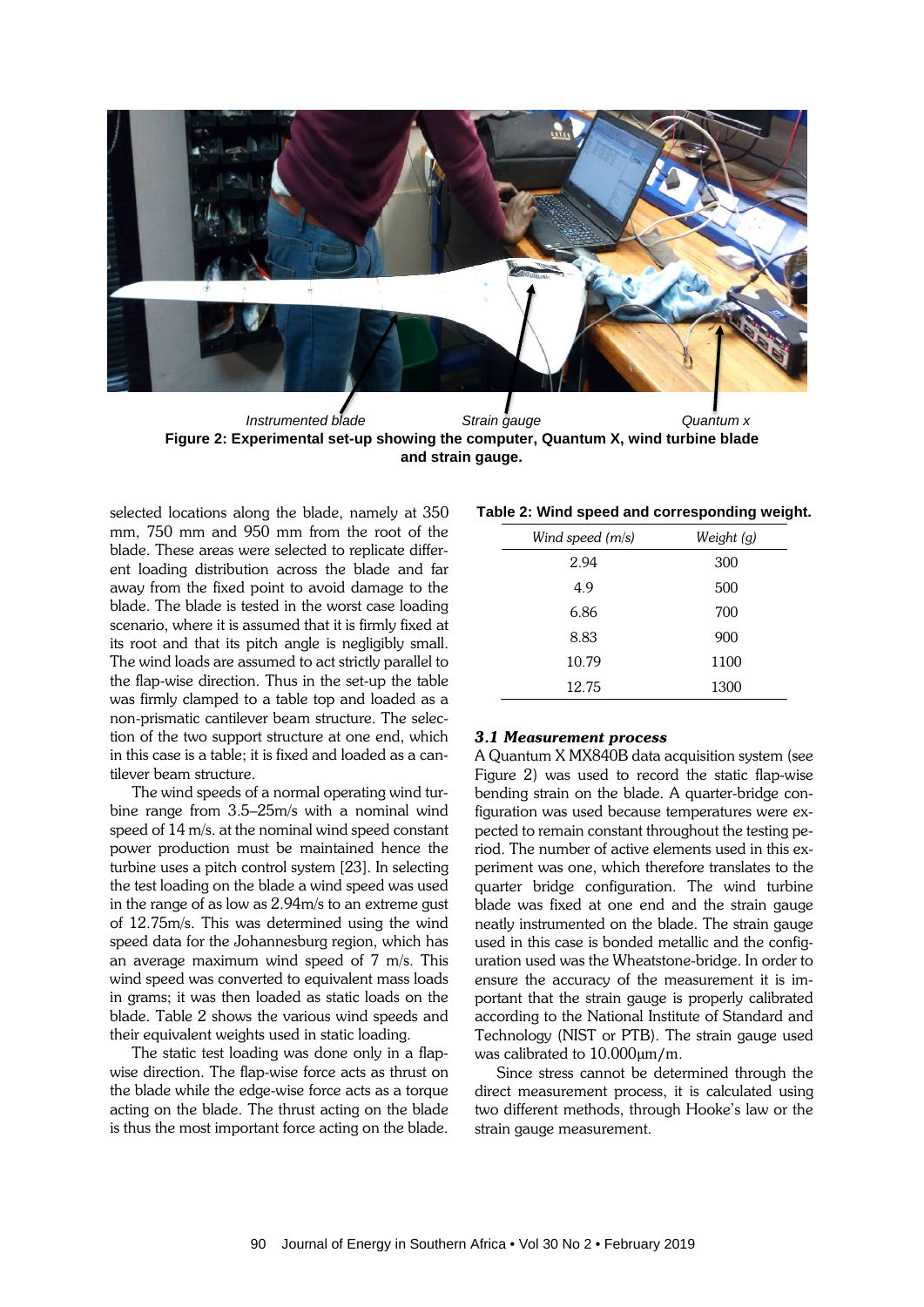Instrumented blade Strain gauge Quantum x

**Figure 2: Experimental set-up showing the computer, Quantum X, wind turbine blade and strain gauge.**

selected locations along the blade, namely at 350 mm, 750 mm and 950 mm from the root of the blade. These areas were selected to replicate different loading distribution across the blade and far away from the fixed point to avoid damage to the blade. The blade is tested in the worst case loading scenario, where it is assumed that it is firmly fixed at its root and that its pitch angle is negligibly small. The wind loads are assumed to act strictly parallel to the flap-wise direction. Thus in the set-up the table was firmly clamped to a table top and loaded as a non-prismatic cantilever beam structure. The selection of the two support structure at one end, which in this case is a table; it is fixed and loaded as a cantilever beam structure.

The wind speeds of a normal operating wind turbine range from 3.5–25m/s with a nominal wind speed of 14 m/s. at the nominal wind speed constant power production must be maintained hence the turbine uses a pitch control system [23]. In selecting the test loading on the blade a wind speed was used in the range of as low as 2.94m/s to an extreme gust of 12.75m/s. This was determined using the wind speed data for the Johannesburg region, which has an average maximum wind speed of 7 m/s. This wind speed was converted to equivalent mass loads in grams; it was then loaded as static loads on the blade. Table 2 shows the various wind speeds and their equivalent weights used in static loading.

The static test loading was done only in a flap-wise direction. The flap-wise force acts as thrust on the blade while the edge-wise force acts as a torque acting on the blade. The thrust acting on the blade is thus the most important force acting on the blade.

**Table 2: Wind speed and corresponding weight.**

| *Wind speed (m/s)* | *Weight (g)* |
|---|---|
| 2.94 | 300 |
| 4.9 | 500 |
| 6.86 | 700 |
| 8.83 | 900 |
| 10.79 | 1100 |
| 12.75 | 1300 |

### *3.1 Measurement process*

A Quantum X MX840B data acquisition system (see Figure 2) was used to record the static flap-wise bending strain on the blade. A quarter-bridge configuration was used because temperatures were expected to remain constant throughout the testing period. The number of active elements used in this experiment was one, which therefore translates to the quarter bridge configuration. The wind turbine blade was fixed at one end and the strain gauge neatly instrumented on the blade. The strain gauge used in this case is bonded metallic and the configuration used was the Wheatstone-bridge. In order to ensure the accuracy of the measurement it is important that the strain gauge is properly calibrated according to the National Institute of Standard and Technology (NIST or PTB). The strain gauge used was calibrated to 10.000μm/m.

Since stress cannot be determined through the direct measurement process, it is calculated using two different methods, through Hooke's law or the strain gauge measurement.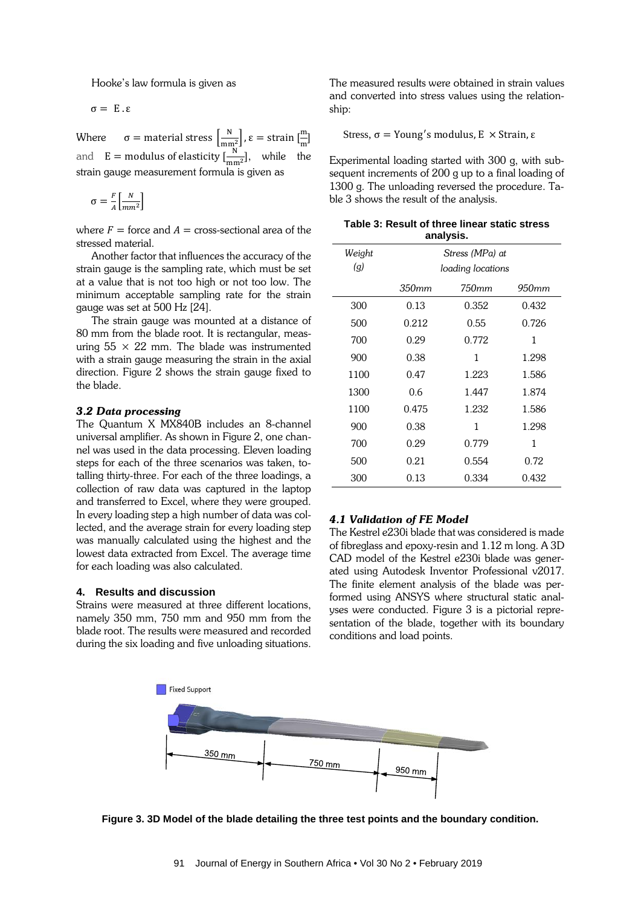Hooke's law formula is given as

$$\sigma = E . \varepsilon$$

Where $\sigma$ = material stress $\left[\frac{N}{mm^2}\right]$, $\varepsilon$ = strain $[\frac{m}{m}]$ and $E$ = modulus of elasticity $[\frac{N}{mm^2}]$, while the strain gauge measurement formula is given as

$$\sigma = \frac{F}{A}\left[\frac{N}{mm^2}\right]$$

where $F$ = force and $A$ = cross-sectional area of the stressed material.

Another factor that influences the accuracy of the strain gauge is the sampling rate, which must be set at a value that is not too high or not too low. The minimum acceptable sampling rate for the strain gauge was set at 500 Hz [24].

The strain gauge was mounted at a distance of 80 mm from the blade root. It is rectangular, measuring 55 × 22 mm. The blade was instrumented with a strain gauge measuring the strain in the axial direction. Figure 2 shows the strain gauge fixed to the blade.

### *3.2 Data processing*

The Quantum X MX840B includes an 8-channel universal amplifier. As shown in Figure 2, one channel was used in the data processing. Eleven loading steps for each of the three scenarios was taken, totalling thirty-three. For each of the three loadings, a collection of raw data was captured in the laptop and transferred to Excel, where they were grouped. In every loading step a high number of data was collected, and the average strain for every loading step was manually calculated using the highest and the lowest data extracted from Excel. The average time for each loading was also calculated.

## 4. Results and discussion

Strains were measured at three different locations, namely 350 mm, 750 mm and 950 mm from the blade root. The results were measured and recorded during the six loading and five unloading situations. The measured results were obtained in strain values and converted into stress values using the relationship:

$$\text{Stress, } \sigma = \text{Young's modulus, E } \times \text{Strain, } \varepsilon$$

Experimental loading started with 300 g, with subsequent increments of 200 g up to a final loading of 1300 g. The unloading reversed the procedure. Table 3 shows the result of the analysis.

**Table 3: Result of three linear static stress analysis.**

| *Weight (g)* | *Stress (MPa) at loading locations* | | |
|---|---|---|---|
| | *350mm* | *750mm* | *950mm* |
| 300 | 0.13 | 0.352 | 0.432 |
| 500 | 0.212 | 0.55 | 0.726 |
| 700 | 0.29 | 0.772 | 1 |
| 900 | 0.38 | 1 | 1.298 |
| 1100 | 0.47 | 1.223 | 1.586 |
| 1300 | 0.6 | 1.447 | 1.874 |
| 1100 | 0.475 | 1.232 | 1.586 |
| 900 | 0.38 | 1 | 1.298 |
| 700 | 0.29 | 0.779 | 1 |
| 500 | 0.21 | 0.554 | 0.72 |
| 300 | 0.13 | 0.334 | 0.432 |

### *4.1 Validation of FE Model*

The Kestrel e230i blade that was considered is made of fibreglass and epoxy-resin and 1.12 m long. A 3D CAD model of the Kestrel e230i blade was generated using Autodesk Inventor Professional v2017. The finite element analysis of the blade was performed using ANSYS where structural static analyses were conducted. Figure 3 is a pictorial representation of the blade, together with its boundary conditions and load points.

**Figure 3. 3D Model of the blade detailing the three test points and the boundary condition.**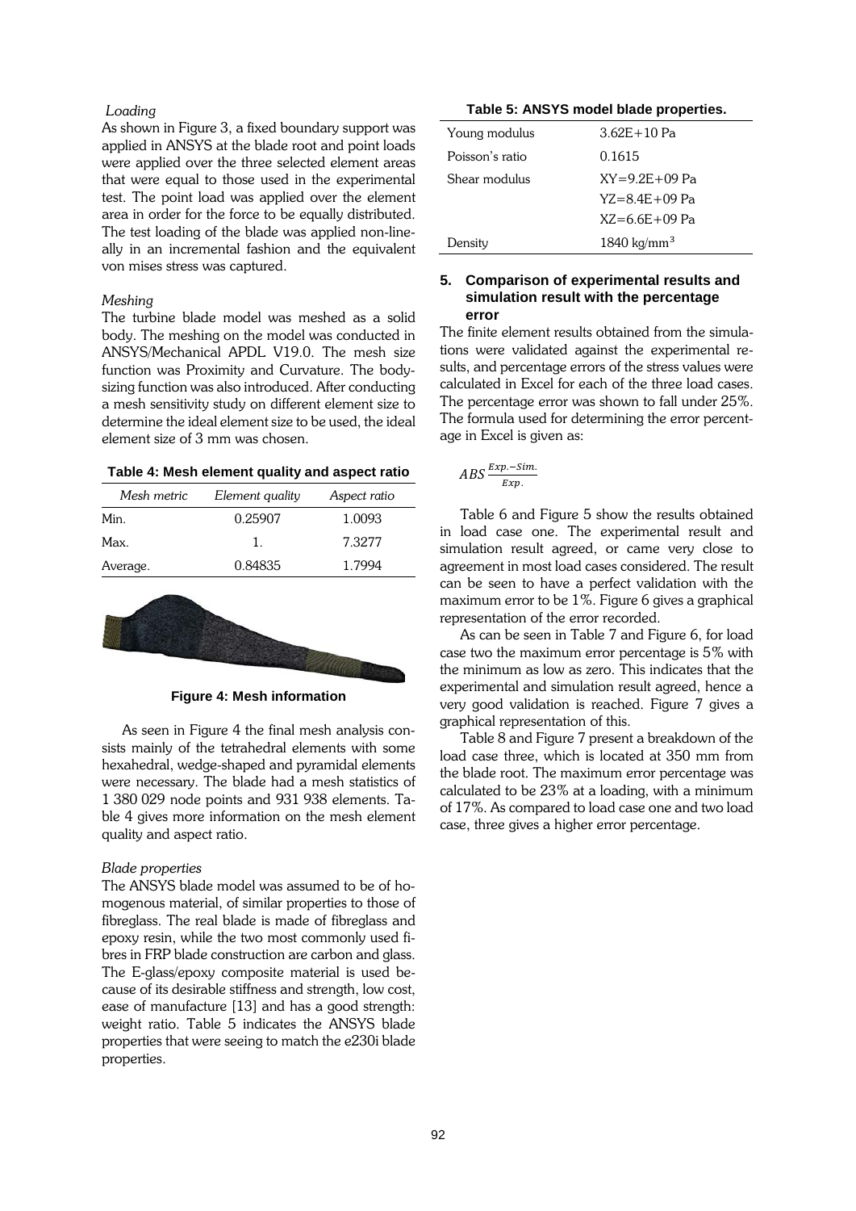*Loading*

As shown in Figure 3, a fixed boundary support was applied in ANSYS at the blade root and point loads were applied over the three selected element areas that were equal to those used in the experimental test. The point load was applied over the element area in order for the force to be equally distributed. The test loading of the blade was applied non-lineally in an incremental fashion and the equivalent von mises stress was captured.

*Meshing*

The turbine blade model was meshed as a solid body. The meshing on the model was conducted in ANSYS/Mechanical APDL V19.0. The mesh size function was Proximity and Curvature. The body-sizing function was also introduced. After conducting a mesh sensitivity study on different element size to determine the ideal element size to be used, the ideal element size of 3 mm was chosen.

**Table 4: Mesh element quality and aspect ratio**

| *Mesh metric* | *Element quality* | *Aspect ratio* |
|---|---|---|
| Min. | 0.25907 | 1.0093 |
| Max. | 1. | 7.3277 |
| Average. | 0.84835 | 1.7994 |

**Figure 4: Mesh information**

As seen in Figure 4 the final mesh analysis consists mainly of the tetrahedral elements with some hexahedral, wedge-shaped and pyramidal elements were necessary. The blade had a mesh statistics of 1 380 029 node points and 931 938 elements. Table 4 gives more information on the mesh element quality and aspect ratio.

*Blade properties*

The ANSYS blade model was assumed to be of homogenous material, of similar properties to those of fibreglass. The real blade is made of fibreglass and epoxy resin, while the two most commonly used fibres in FRP blade construction are carbon and glass. The E-glass/epoxy composite material is used because of its desirable stiffness and strength, low cost, ease of manufacture [13] and has a good strength: weight ratio. Table 5 indicates the ANSYS blade properties that were seeing to match the e230i blade properties.

**Table 5: ANSYS model blade properties.**

| | |
|---|---|
| Young modulus | 3.62E+10 Pa |
| Poisson's ratio | 0.1615 |
| Shear modulus | XY=9.2E+09 Pa<br>YZ=8.4E+09 Pa<br>XZ=6.6E+09 Pa |
| Density | 1840 kg/mm$^3$ |

## 5. Comparison of experimental results and simulation result with the percentage error

The finite element results obtained from the simulations were validated against the experimental results, and percentage errors of the stress values were calculated in Excel for each of the three load cases. The percentage error was shown to fall under 25%. The formula used for determining the error percentage in Excel is given as:

$$ABS\,\frac{Exp.-Sim.}{Exp.}$$

Table 6 and Figure 5 show the results obtained in load case one. The experimental result and simulation result agreed, or came very close to agreement in most load cases considered. The result can be seen to have a perfect validation with the maximum error to be 1%. Figure 6 gives a graphical representation of the error recorded.

As can be seen in Table 7 and Figure 6, for load case two the maximum error percentage is 5% with the minimum as low as zero. This indicates that the experimental and simulation result agreed, hence a very good validation is reached. Figure 7 gives a graphical representation of this.

Table 8 and Figure 7 present a breakdown of the load case three, which is located at 350 mm from the blade root. The maximum error percentage was calculated to be 23% at a loading, with a minimum of 17%. As compared to load case one and two load case, three gives a higher error percentage.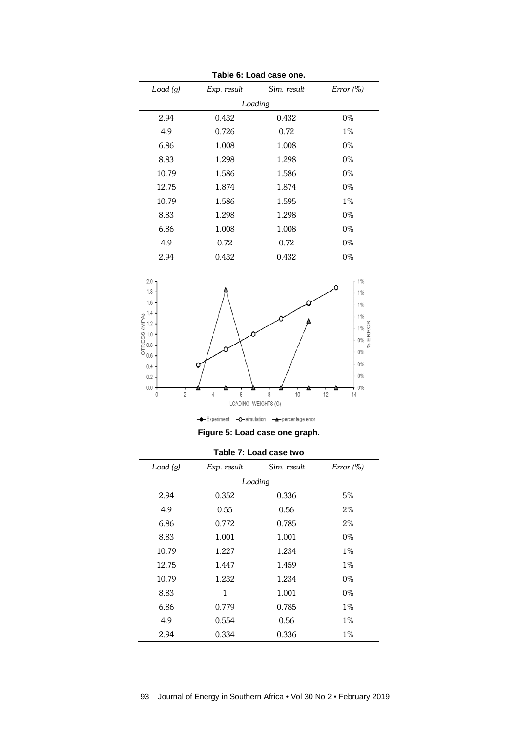**Table 6: Load case one.**

| *Load (g)* | *Exp. result* | *Sim. result* | *Error (%)* |
|---|---|---|---|
| | *Loading* | | |
| 2.94 | 0.432 | 0.432 | 0% |
| 4.9 | 0.726 | 0.72 | 1% |
| 6.86 | 1.008 | 1.008 | 0% |
| 8.83 | 1.298 | 1.298 | 0% |
| 10.79 | 1.586 | 1.586 | 0% |
| 12.75 | 1.874 | 1.874 | 0% |
| 10.79 | 1.586 | 1.595 | 1% |
| 8.83 | 1.298 | 1.298 | 0% |
| 6.86 | 1.008 | 1.008 | 0% |
| 4.9 | 0.72 | 0.72 | 0% |
| 2.94 | 0.432 | 0.432 | 0% |

**Figure 5: Load case one graph.**

**Table 7: Load case two**

| *Load (g)* | *Exp. result* | *Sim. result* | *Error (%)* |
|---|---|---|---|
| | *Loading* | | |
| 2.94 | 0.352 | 0.336 | 5% |
| 4.9 | 0.55 | 0.56 | 2% |
| 6.86 | 0.772 | 0.785 | 2% |
| 8.83 | 1.001 | 1.001 | 0% |
| 10.79 | 1.227 | 1.234 | 1% |
| 12.75 | 1.447 | 1.459 | 1% |
| 10.79 | 1.232 | 1.234 | 0% |
| 8.83 | 1 | 1.001 | 0% |
| 6.86 | 0.779 | 0.785 | 1% |
| 4.9 | 0.554 | 0.56 | 1% |
| 2.94 | 0.334 | 0.336 | 1% |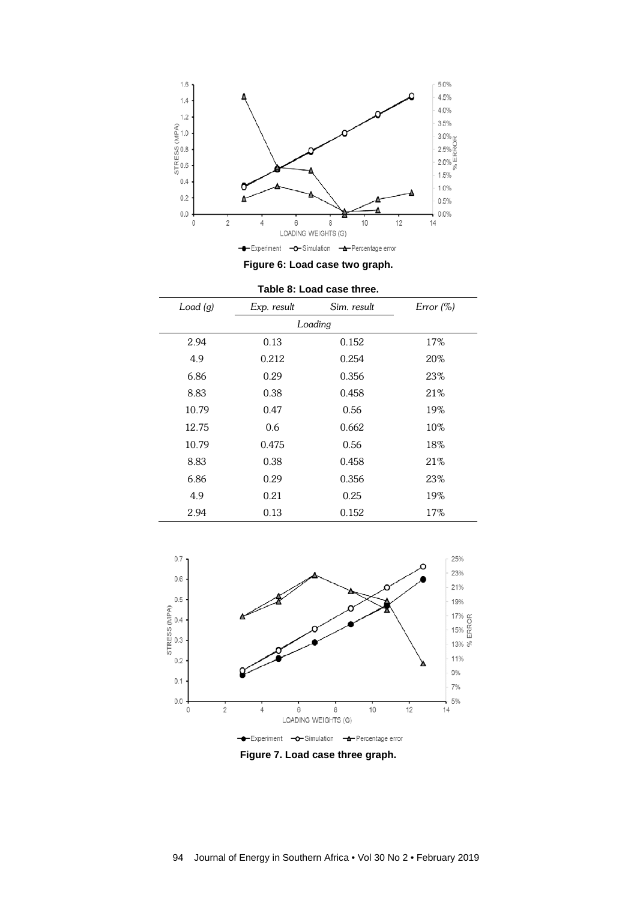**Figure 6: Load case two graph.**

**Table 8: Load case three.**

| *Load (g)* | *Exp. result* | *Sim. result* | *Error (%)* |
|---|---|---|---|
| | *Loading* | | |
| 2.94 | 0.13 | 0.152 | 17% |
| 4.9 | 0.212 | 0.254 | 20% |
| 6.86 | 0.29 | 0.356 | 23% |
| 8.83 | 0.38 | 0.458 | 21% |
| 10.79 | 0.47 | 0.56 | 19% |
| 12.75 | 0.6 | 0.662 | 10% |
| 10.79 | 0.475 | 0.56 | 18% |
| 8.83 | 0.38 | 0.458 | 21% |
| 6.86 | 0.29 | 0.356 | 23% |
| 4.9 | 0.21 | 0.25 | 19% |
| 2.94 | 0.13 | 0.152 | 17% |

**Figure 7. Load case three graph.**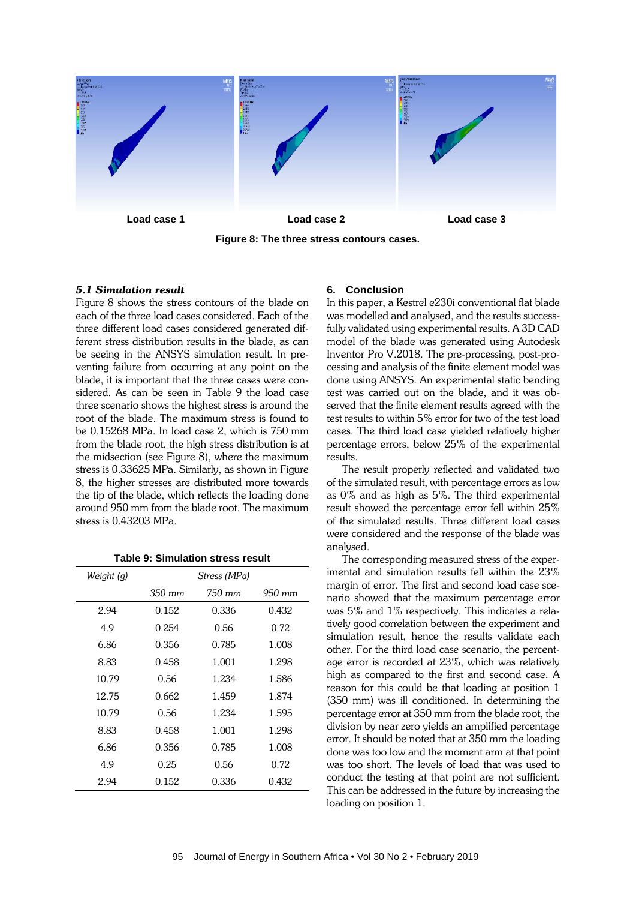Load case 1 Load case 2 Load case 3

**Figure 8: The three stress contours cases.**

### *5.1 Simulation result*

Figure 8 shows the stress contours of the blade on each of the three load cases considered. Each of the three different load cases considered generated different stress distribution results in the blade, as can be seeing in the ANSYS simulation result. In preventing failure from occurring at any point on the blade, it is important that the three cases were considered. As can be seen in Table 9 the load case three scenario shows the highest stress is around the root of the blade. The maximum stress is found to be 0.15268 MPa. In load case 2, which is 750 mm from the blade root, the high stress distribution is at the midsection (see Figure 8), where the maximum stress is 0.33625 MPa. Similarly, as shown in Figure 8, the higher stresses are distributed more towards the tip of the blade, which reflects the loading done around 950 mm from the blade root. The maximum stress is 0.43203 MPa.

**Table 9: Simulation stress result**

| *Weight (g)* | *Stress (MPa)* | | |
|---|---|---|---|
| | *350 mm* | *750 mm* | *950 mm* |
| 2.94 | 0.152 | 0.336 | 0.432 |
| 4.9 | 0.254 | 0.56 | 0.72 |
| 6.86 | 0.356 | 0.785 | 1.008 |
| 8.83 | 0.458 | 1.001 | 1.298 |
| 10.79 | 0.56 | 1.234 | 1.586 |
| 12.75 | 0.662 | 1.459 | 1.874 |
| 10.79 | 0.56 | 1.234 | 1.595 |
| 8.83 | 0.458 | 1.001 | 1.298 |
| 6.86 | 0.356 | 0.785 | 1.008 |
| 4.9 | 0.25 | 0.56 | 0.72 |
| 2.94 | 0.152 | 0.336 | 0.432 |

## 6. Conclusion

In this paper, a Kestrel e230i conventional flat blade was modelled and analysed, and the results successfully validated using experimental results. A 3D CAD model of the blade was generated using Autodesk Inventor Pro V.2018. The pre-processing, post-processing and analysis of the finite element model was done using ANSYS. An experimental static bending test was carried out on the blade, and it was observed that the finite element results agreed with the test results to within 5% error for two of the test load cases. The third load case yielded relatively higher percentage errors, below 25% of the experimental results.

The result properly reflected and validated two of the simulated result, with percentage errors as low as 0% and as high as 5%. The third experimental result showed the percentage error fell within 25% of the simulated results. Three different load cases were considered and the response of the blade was analysed.

The corresponding measured stress of the experimental and simulation results fell within the 23% margin of error. The first and second load case scenario showed that the maximum percentage error was 5% and 1% respectively. This indicates a relatively good correlation between the experiment and simulation result, hence the results validate each other. For the third load case scenario, the percentage error is recorded at 23%, which was relatively high as compared to the first and second case. A reason for this could be that loading at position 1 (350 mm) was ill conditioned. In determining the percentage error at 350 mm from the blade root, the division by near zero yields an amplified percentage error. It should be noted that at 350 mm the loading done was too low and the moment arm at that point was too short. The levels of load that was used to conduct the testing at that point are not sufficient. This can be addressed in the future by increasing the loading on position 1.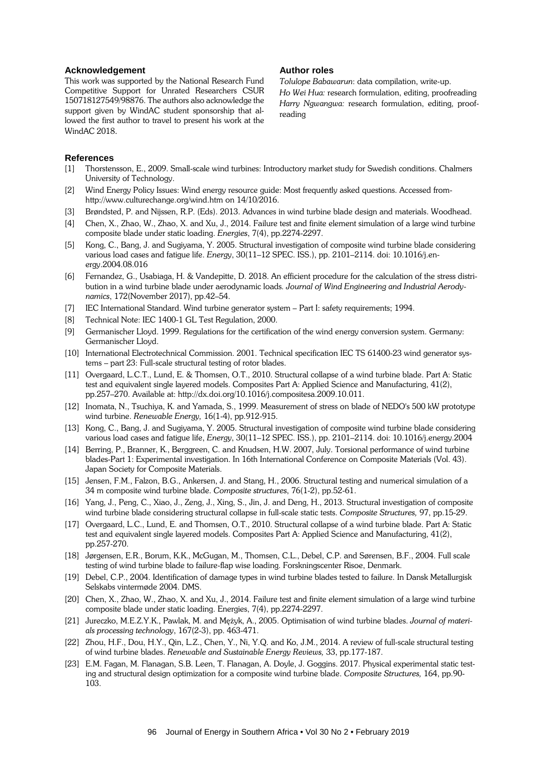## Acknowledgement

This work was supported by the National Research Fund Competitive Support for Unrated Researchers CSUR 150718127549/98876. The authors also acknowledge the support given by WindAC student sponsorship that allowed the first author to travel to present his work at the WindAC 2018.

## Author roles

*Tolulope Babawarun*: data compilation, write-up.
*Ho Wei Hua:* research formulation, editing, proofreading
*Harry Ngwangwa:* research formulation, editing, proofreading

## References

[1] Thorstensson, E., 2009. Small-scale wind turbines: Introductory market study for Swedish conditions. Chalmers University of Technology.

[2] Wind Energy Policy Issues: Wind energy resource guide: Most frequently asked questions. Accessed from-http://www.culturechange.org/wind.htm on 14/10/2016.

[3] Brøndsted, P. and Nijssen, R.P. (Eds). 2013. Advances in wind turbine blade design and materials. Woodhead.

[4] Chen, X., Zhao, W., Zhao, X. and Xu, J., 2014. Failure test and finite element simulation of a large wind turbine composite blade under static loading. *Energies*, 7(4), pp.2274-2297.

[5] Kong, C., Bang, J. and Sugiyama, Y. 2005. Structural investigation of composite wind turbine blade considering various load cases and fatigue life. *Energy*, 30(11–12 SPEC. ISS.), pp. 2101–2114. doi: 10.1016/j.energy.2004.08.016

[6] Fernandez, G., Usabiaga, H. & Vandepitte, D. 2018. An efficient procedure for the calculation of the stress distribution in a wind turbine blade under aerodynamic loads. *Journal of Wind Engineering and Industrial Aerodynamics*, 172(November 2017), pp.42–54.

[7] IEC International Standard. Wind turbine generator system – Part I: safety requirements; 1994.

[8] Technical Note: IEC 1400-1 GL Test Regulation, 2000.

[9] Germanischer Lloyd. 1999. Regulations for the certification of the wind energy conversion system. Germany: Germanischer Lloyd.

[10] International Electrotechnical Commission. 2001. Technical specification IEC TS 61400-23 wind generator systems – part 23: Full-scale structural testing of rotor blades.

[11] Overgaard, L.C.T., Lund, E. & Thomsen, O.T., 2010. Structural collapse of a wind turbine blade. Part A: Static test and equivalent single layered models. Composites Part A: Applied Science and Manufacturing, 41(2), pp.257–270. Available at: http://dx.doi.org/10.1016/j.compositesa.2009.10.011.

[12] Inomata, N., Tsuchiya, K. and Yamada, S., 1999. Measurement of stress on blade of NEDO's 500 kW prototype wind turbine. *Renewable Energy,* 16(1-4), pp.912-915.

[13] Kong, C., Bang, J. and Sugiyama, Y. 2005. Structural investigation of composite wind turbine blade considering various load cases and fatigue life, *Energy*, 30(11–12 SPEC. ISS.), pp. 2101–2114. doi: 10.1016/j.energy.2004

[14] Berring, P., Branner, K., Berggreen, C. and Knudsen, H.W. 2007, July. Torsional performance of wind turbine blades-Part 1: Experimental investigation. In 16th International Conference on Composite Materials (Vol. 43). Japan Society for Composite Materials.

[15] Jensen, F.M., Falzon, B.G., Ankersen, J. and Stang, H., 2006. Structural testing and numerical simulation of a 34 m composite wind turbine blade. *Composite structures*, 76(1-2), pp.52-61.

[16] Yang, J., Peng, C., Xiao, J., Zeng, J., Xing, S., Jin, J. and Deng, H., 2013. Structural investigation of composite wind turbine blade considering structural collapse in full-scale static tests. *Composite Structures,* 97, pp.15-29.

[17] Overgaard, L.C., Lund, E. and Thomsen, O.T., 2010. Structural collapse of a wind turbine blade. Part A: Static test and equivalent single layered models. Composites Part A: Applied Science and Manufacturing, 41(2), pp.257-270.

[18] Jørgensen, E.R., Borum, K.K., McGugan, M., Thomsen, C.L., Debel, C.P. and Sørensen, B.F., 2004. Full scale testing of wind turbine blade to failure-flap wise loading. Forskningscenter Risoe, Denmark.

[19] Debel, C.P., 2004. Identification of damage types in wind turbine blades tested to failure. In Dansk Metallurgisk Selskabs vintermøde 2004. DMS.

[20] Chen, X., Zhao, W., Zhao, X. and Xu, J., 2014. Failure test and finite element simulation of a large wind turbine composite blade under static loading. Energies, 7(4), pp.2274-2297.

[21] Jureczko, M.E.Z.Y.K., Pawlak, M. and Mężyk, A., 2005. Optimisation of wind turbine blades. *Journal of materials processing technology*, 167(2-3), pp. 463-471.

[22] Zhou, H.F., Dou, H.Y., Qin, L.Z., Chen, Y., Ni, Y.Q. and Ko, J.M., 2014. A review of full-scale structural testing of wind turbine blades. *Renewable and Sustainable Energy Reviews,* 33, pp.177-187.

[23] E.M. Fagan, M. Flanagan, S.B. Leen, T. Flanagan, A. Doyle, J. Goggins. 2017. Physical experimental static testing and structural design optimization for a composite wind turbine blade. *Composite Structures,* 164, pp.90-103.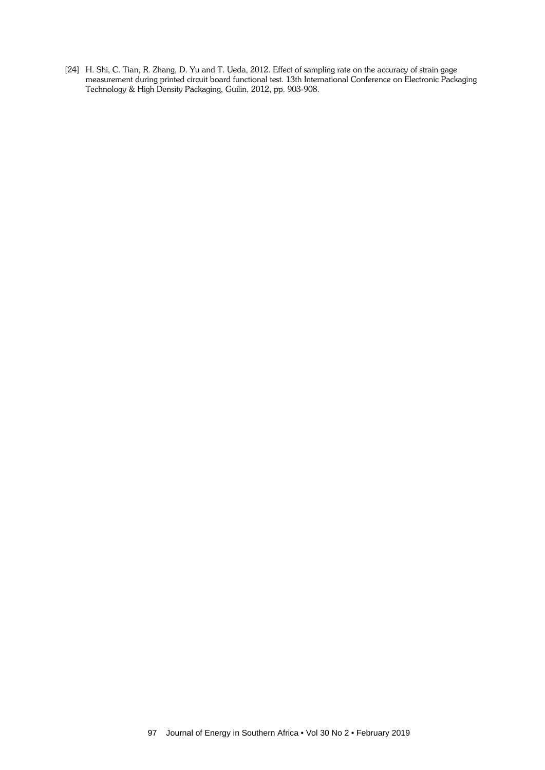[24] H. Shi, C. Tian, R. Zhang, D. Yu and T. Ueda, 2012. Effect of sampling rate on the accuracy of strain gage measurement during printed circuit board functional test. 13th International Conference on Electronic Packaging Technology & High Density Packaging, Guilin, 2012, pp. 903-908.